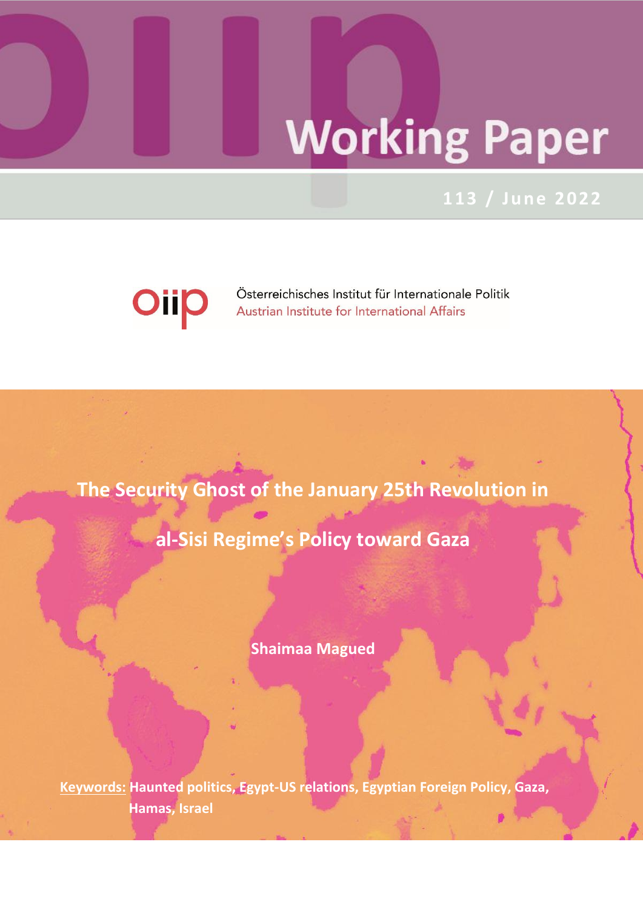# Working Paper

113 / June 2022

Österreichisches Institut für Internationale Politik
Austrian Institute for International Affairs

## The Security Ghost of the January 25th Revolution in al-Sisi Regime's Policy toward Gaza

**Shaimaa Magued**

**Keywords:** Haunted politics, Egypt-US relations, Egyptian Foreign Policy, Gaza, Hamas, Israel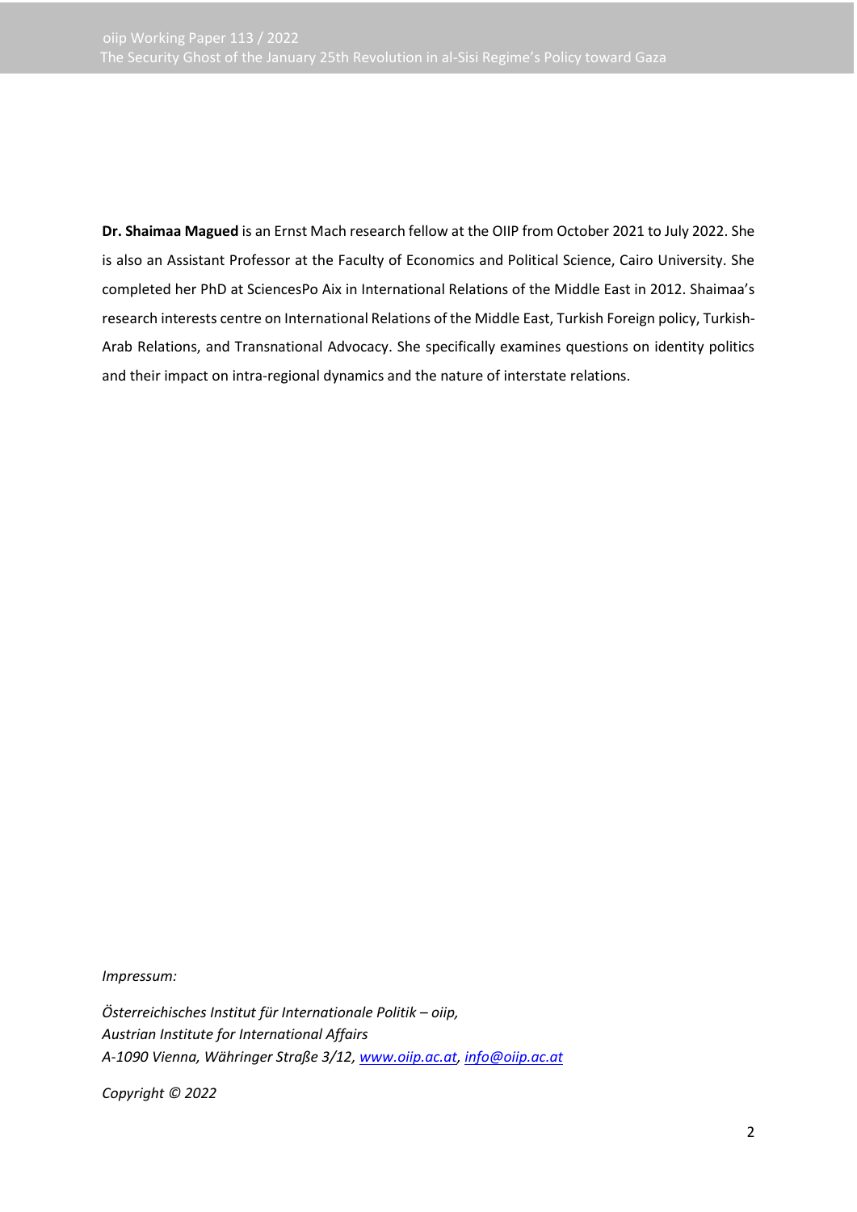**Dr. Shaimaa Magued** is an Ernst Mach research fellow at the OIIP from October 2021 to July 2022. She is also an Assistant Professor at the Faculty of Economics and Political Science, Cairo University. She completed her PhD at SciencesPo Aix in International Relations of the Middle East in 2012. Shaimaa's research interests centre on International Relations of the Middle East, Turkish Foreign policy, Turkish-Arab Relations, and Transnational Advocacy. She specifically examines questions on identity politics and their impact on intra-regional dynamics and the nature of interstate relations.

*Impressum:*

*Österreichisches Institut für Internationale Politik – oiip,*
*Austrian Institute for International Affairs*
*A-1090 Vienna, Währinger Straße 3/12, [www.oiip.ac.at](www.oiip.ac.at), [info@oiip.ac.at](mailto:info@oiip.ac.at)*

*Copyright © 2022*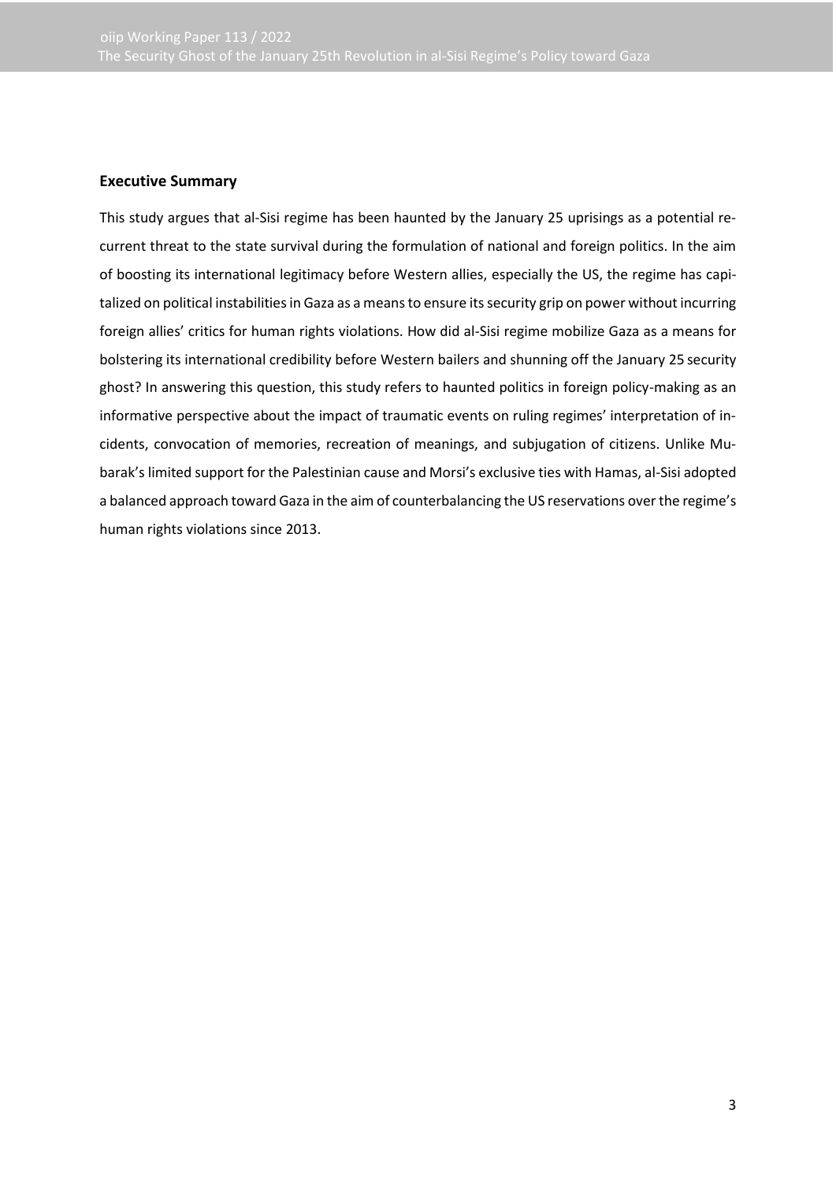## Executive Summary

This study argues that al-Sisi regime has been haunted by the January 25 uprisings as a potential recurrent threat to the state survival during the formulation of national and foreign politics. In the aim of boosting its international legitimacy before Western allies, especially the US, the regime has capitalized on political instabilities in Gaza as a means to ensure its security grip on power without incurring foreign allies' critics for human rights violations. How did al-Sisi regime mobilize Gaza as a means for bolstering its international credibility before Western bailers and shunning off the January 25 security ghost? In answering this question, this study refers to haunted politics in foreign policy-making as an informative perspective about the impact of traumatic events on ruling regimes' interpretation of incidents, convocation of memories, recreation of meanings, and subjugation of citizens. Unlike Mubarak's limited support for the Palestinian cause and Morsi's exclusive ties with Hamas, al-Sisi adopted a balanced approach toward Gaza in the aim of counterbalancing the US reservations over the regime's human rights violations since 2013.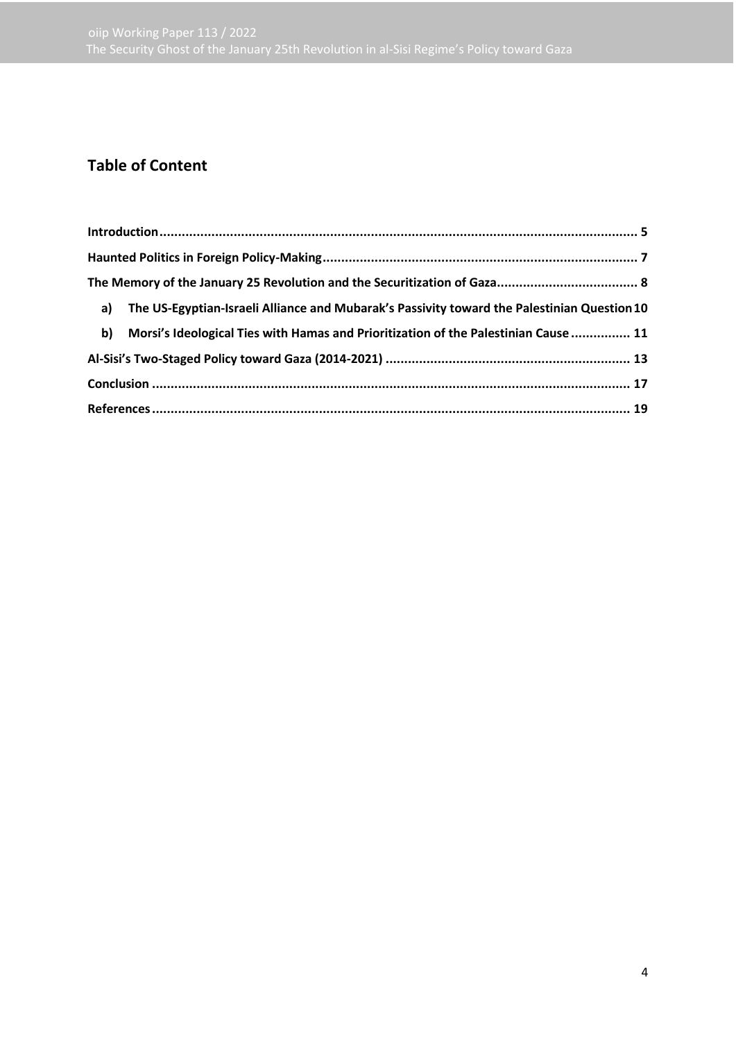## Table of Content

**Introduction** ........ 5

**Haunted Politics in Foreign Policy-Making** ........ 7

**The Memory of the January 25 Revolution and the Securitization of Gaza** ........ 8

- **a) The US-Egyptian-Israeli Alliance and Mubarak's Passivity toward the Palestinian Question** 10
- **b) Morsi's Ideological Ties with Hamas and Prioritization of the Palestinian Cause** ........ 11

**Al-Sisi's Two-Staged Policy toward Gaza (2014-2021)** ........ 13

**Conclusion** ........ 17

**References** ........ 19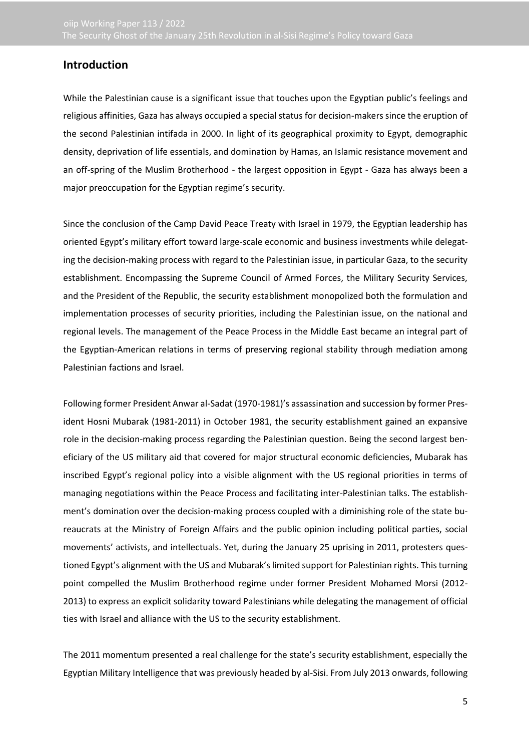## Introduction

While the Palestinian cause is a significant issue that touches upon the Egyptian public's feelings and religious affinities, Gaza has always occupied a special status for decision-makers since the eruption of the second Palestinian intifada in 2000. In light of its geographical proximity to Egypt, demographic density, deprivation of life essentials, and domination by Hamas, an Islamic resistance movement and an off-spring of the Muslim Brotherhood - the largest opposition in Egypt - Gaza has always been a major preoccupation for the Egyptian regime's security.

Since the conclusion of the Camp David Peace Treaty with Israel in 1979, the Egyptian leadership has oriented Egypt's military effort toward large-scale economic and business investments while delegating the decision-making process with regard to the Palestinian issue, in particular Gaza, to the security establishment. Encompassing the Supreme Council of Armed Forces, the Military Security Services, and the President of the Republic, the security establishment monopolized both the formulation and implementation processes of security priorities, including the Palestinian issue, on the national and regional levels. The management of the Peace Process in the Middle East became an integral part of the Egyptian-American relations in terms of preserving regional stability through mediation among Palestinian factions and Israel.

Following former President Anwar al-Sadat (1970-1981)'s assassination and succession by former President Hosni Mubarak (1981-2011) in October 1981, the security establishment gained an expansive role in the decision-making process regarding the Palestinian question. Being the second largest beneficiary of the US military aid that covered for major structural economic deficiencies, Mubarak has inscribed Egypt's regional policy into a visible alignment with the US regional priorities in terms of managing negotiations within the Peace Process and facilitating inter-Palestinian talks. The establishment's domination over the decision-making process coupled with a diminishing role of the state bureaucrats at the Ministry of Foreign Affairs and the public opinion including political parties, social movements' activists, and intellectuals. Yet, during the January 25 uprising in 2011, protesters questioned Egypt's alignment with the US and Mubarak's limited support for Palestinian rights. This turning point compelled the Muslim Brotherhood regime under former President Mohamed Morsi (2012-2013) to express an explicit solidarity toward Palestinians while delegating the management of official ties with Israel and alliance with the US to the security establishment.

The 2011 momentum presented a real challenge for the state's security establishment, especially the Egyptian Military Intelligence that was previously headed by al-Sisi. From July 2013 onwards, following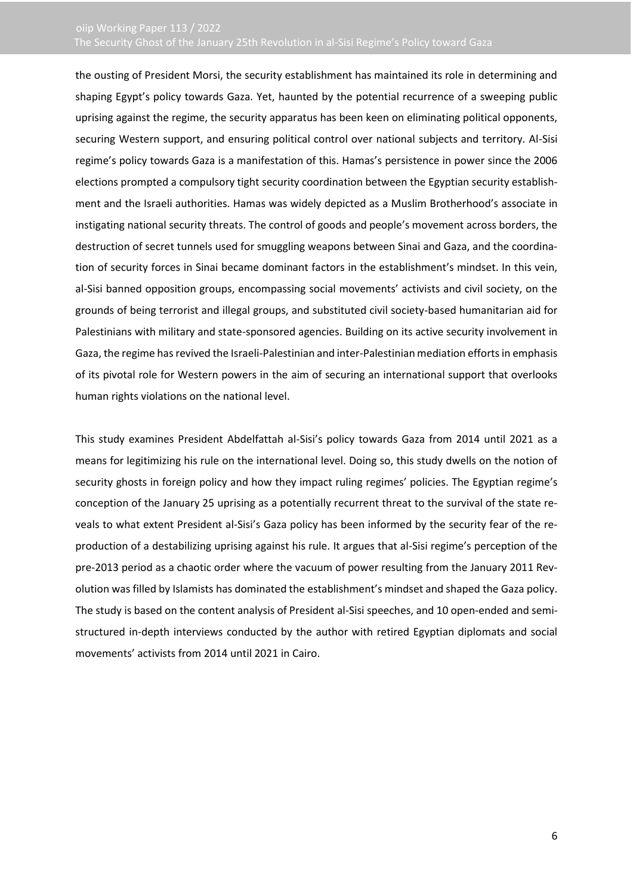the ousting of President Morsi, the security establishment has maintained its role in determining and shaping Egypt's policy towards Gaza. Yet, haunted by the potential recurrence of a sweeping public uprising against the regime, the security apparatus has been keen on eliminating political opponents, securing Western support, and ensuring political control over national subjects and territory. Al-Sisi regime's policy towards Gaza is a manifestation of this. Hamas's persistence in power since the 2006 elections prompted a compulsory tight security coordination between the Egyptian security establishment and the Israeli authorities. Hamas was widely depicted as a Muslim Brotherhood's associate in instigating national security threats. The control of goods and people's movement across borders, the destruction of secret tunnels used for smuggling weapons between Sinai and Gaza, and the coordination of security forces in Sinai became dominant factors in the establishment's mindset. In this vein, al-Sisi banned opposition groups, encompassing social movements' activists and civil society, on the grounds of being terrorist and illegal groups, and substituted civil society-based humanitarian aid for Palestinians with military and state-sponsored agencies. Building on its active security involvement in Gaza, the regime has revived the Israeli-Palestinian and inter-Palestinian mediation efforts in emphasis of its pivotal role for Western powers in the aim of securing an international support that overlooks human rights violations on the national level.

This study examines President Abdelfattah al-Sisi's policy towards Gaza from 2014 until 2021 as a means for legitimizing his rule on the international level. Doing so, this study dwells on the notion of security ghosts in foreign policy and how they impact ruling regimes' policies. The Egyptian regime's conception of the January 25 uprising as a potentially recurrent threat to the survival of the state reveals to what extent President al-Sisi's Gaza policy has been informed by the security fear of the reproduction of a destabilizing uprising against his rule. It argues that al-Sisi regime's perception of the pre-2013 period as a chaotic order where the vacuum of power resulting from the January 2011 Revolution was filled by Islamists has dominated the establishment's mindset and shaped the Gaza policy. The study is based on the content analysis of President al-Sisi speeches, and 10 open-ended and semi-structured in-depth interviews conducted by the author with retired Egyptian diplomats and social movements' activists from 2014 until 2021 in Cairo.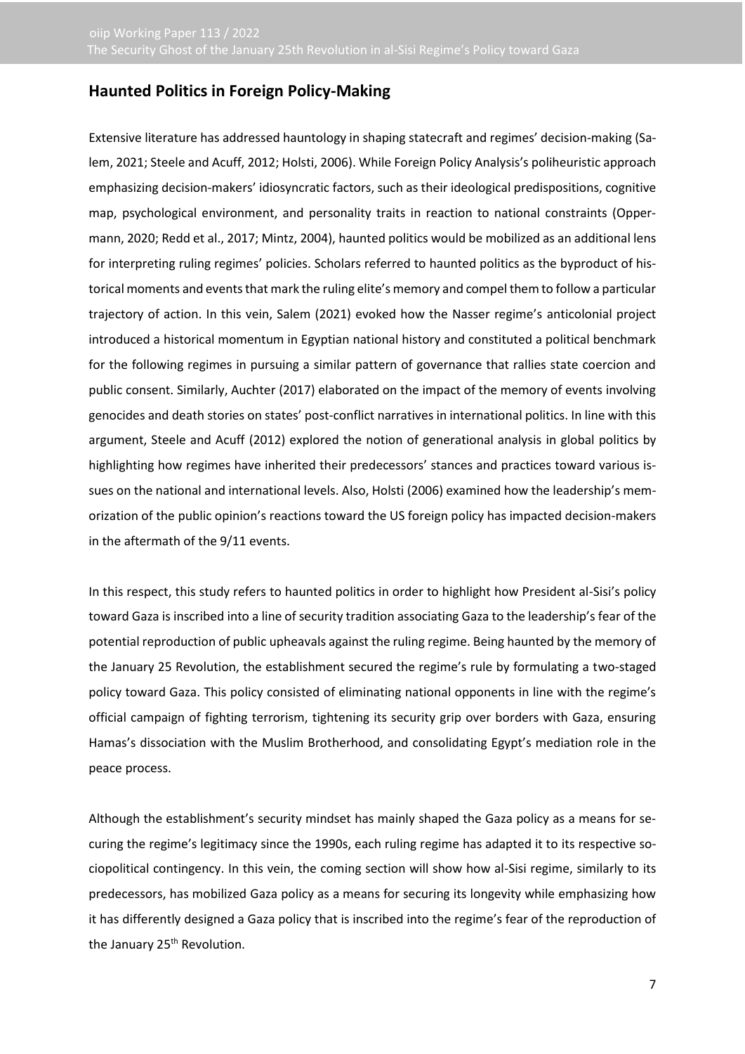## Haunted Politics in Foreign Policy-Making

Extensive literature has addressed hauntology in shaping statecraft and regimes' decision-making (Salem, 2021; Steele and Acuff, 2012; Holsti, 2006). While Foreign Policy Analysis's poliheuristic approach emphasizing decision-makers' idiosyncratic factors, such as their ideological predispositions, cognitive map, psychological environment, and personality traits in reaction to national constraints (Oppermann, 2020; Redd et al., 2017; Mintz, 2004), haunted politics would be mobilized as an additional lens for interpreting ruling regimes' policies. Scholars referred to haunted politics as the byproduct of historical moments and events that mark the ruling elite's memory and compel them to follow a particular trajectory of action. In this vein, Salem (2021) evoked how the Nasser regime's anticolonial project introduced a historical momentum in Egyptian national history and constituted a political benchmark for the following regimes in pursuing a similar pattern of governance that rallies state coercion and public consent. Similarly, Auchter (2017) elaborated on the impact of the memory of events involving genocides and death stories on states' post-conflict narratives in international politics. In line with this argument, Steele and Acuff (2012) explored the notion of generational analysis in global politics by highlighting how regimes have inherited their predecessors' stances and practices toward various issues on the national and international levels. Also, Holsti (2006) examined how the leadership's memorization of the public opinion's reactions toward the US foreign policy has impacted decision-makers in the aftermath of the 9/11 events.

In this respect, this study refers to haunted politics in order to highlight how President al-Sisi's policy toward Gaza is inscribed into a line of security tradition associating Gaza to the leadership's fear of the potential reproduction of public upheavals against the ruling regime. Being haunted by the memory of the January 25 Revolution, the establishment secured the regime's rule by formulating a two-staged policy toward Gaza. This policy consisted of eliminating national opponents in line with the regime's official campaign of fighting terrorism, tightening its security grip over borders with Gaza, ensuring Hamas's dissociation with the Muslim Brotherhood, and consolidating Egypt's mediation role in the peace process.

Although the establishment's security mindset has mainly shaped the Gaza policy as a means for securing the regime's legitimacy since the 1990s, each ruling regime has adapted it to its respective sociopolitical contingency. In this vein, the coming section will show how al-Sisi regime, similarly to its predecessors, has mobilized Gaza policy as a means for securing its longevity while emphasizing how it has differently designed a Gaza policy that is inscribed into the regime's fear of the reproduction of the January 25th Revolution.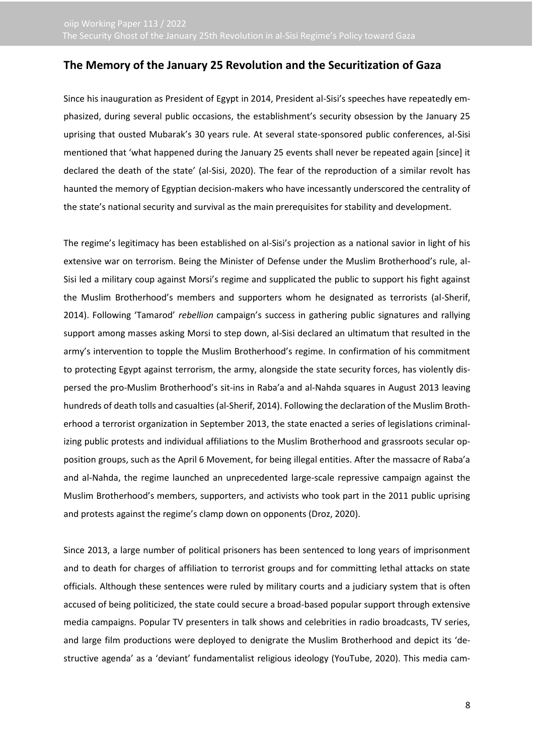## The Memory of the January 25 Revolution and the Securitization of Gaza

Since his inauguration as President of Egypt in 2014, President al-Sisi's speeches have repeatedly emphasized, during several public occasions, the establishment's security obsession by the January 25 uprising that ousted Mubarak's 30 years rule. At several state-sponsored public conferences, al-Sisi mentioned that 'what happened during the January 25 events shall never be repeated again [since] it declared the death of the state' (al-Sisi, 2020). The fear of the reproduction of a similar revolt has haunted the memory of Egyptian decision-makers who have incessantly underscored the centrality of the state's national security and survival as the main prerequisites for stability and development.

The regime's legitimacy has been established on al-Sisi's projection as a national savior in light of his extensive war on terrorism. Being the Minister of Defense under the Muslim Brotherhood's rule, al-Sisi led a military coup against Morsi's regime and supplicated the public to support his fight against the Muslim Brotherhood's members and supporters whom he designated as terrorists (al-Sherif, 2014). Following 'Tamarod' *rebellion* campaign's success in gathering public signatures and rallying support among masses asking Morsi to step down, al-Sisi declared an ultimatum that resulted in the army's intervention to topple the Muslim Brotherhood's regime. In confirmation of his commitment to protecting Egypt against terrorism, the army, alongside the state security forces, has violently dispersed the pro-Muslim Brotherhood's sit-ins in Raba'a and al-Nahda squares in August 2013 leaving hundreds of death tolls and casualties (al-Sherif, 2014). Following the declaration of the Muslim Brotherhood a terrorist organization in September 2013, the state enacted a series of legislations criminalizing public protests and individual affiliations to the Muslim Brotherhood and grassroots secular opposition groups, such as the April 6 Movement, for being illegal entities. After the massacre of Raba'a and al-Nahda, the regime launched an unprecedented large-scale repressive campaign against the Muslim Brotherhood's members, supporters, and activists who took part in the 2011 public uprising and protests against the regime's clamp down on opponents (Droz, 2020).

Since 2013, a large number of political prisoners has been sentenced to long years of imprisonment and to death for charges of affiliation to terrorist groups and for committing lethal attacks on state officials. Although these sentences were ruled by military courts and a judiciary system that is often accused of being politicized, the state could secure a broad-based popular support through extensive media campaigns. Popular TV presenters in talk shows and celebrities in radio broadcasts, TV series, and large film productions were deployed to denigrate the Muslim Brotherhood and depict its 'destructive agenda' as a 'deviant' fundamentalist religious ideology (YouTube, 2020). This media cam-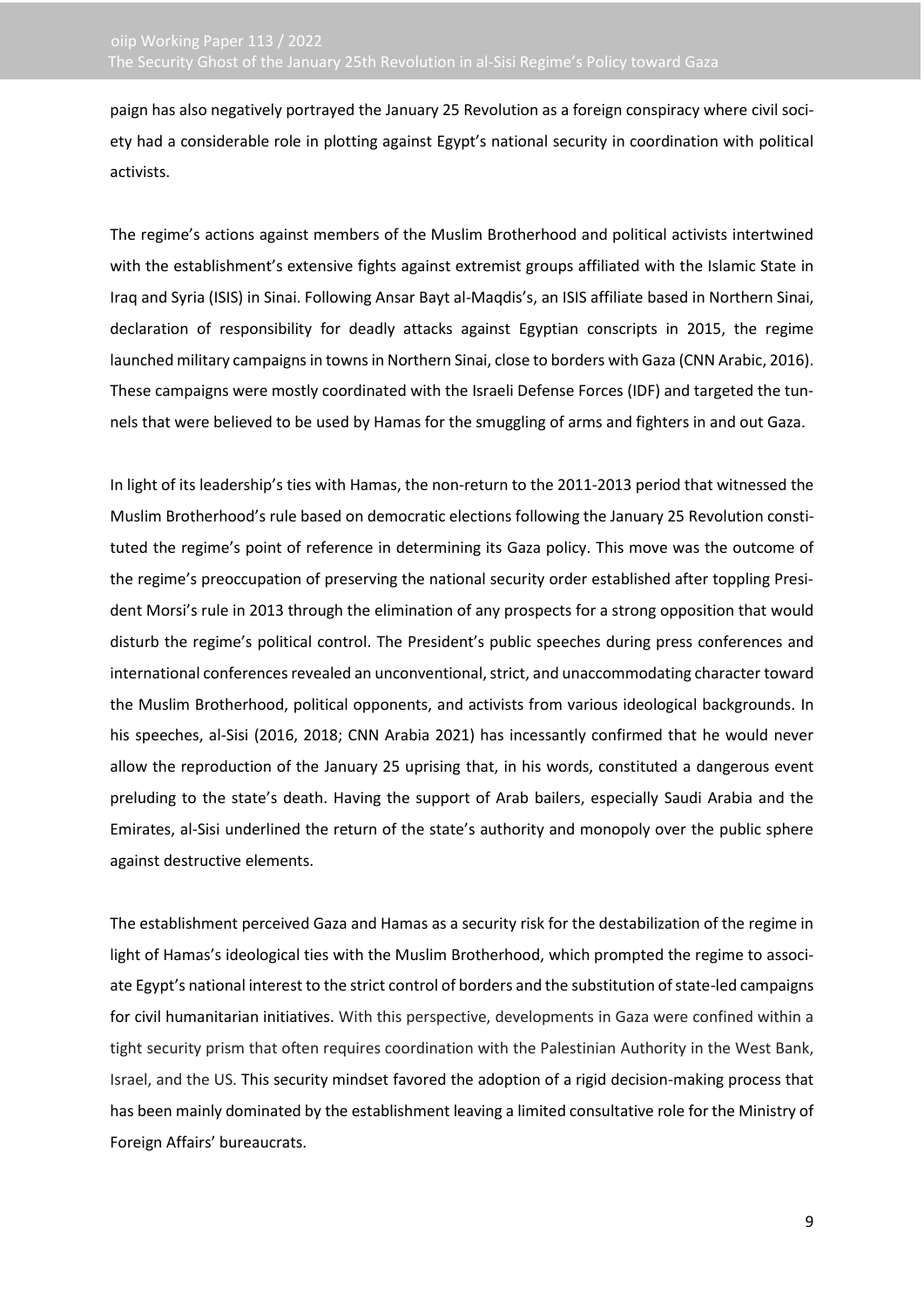paign has also negatively portrayed the January 25 Revolution as a foreign conspiracy where civil society had a considerable role in plotting against Egypt's national security in coordination with political activists.

The regime's actions against members of the Muslim Brotherhood and political activists intertwined with the establishment's extensive fights against extremist groups affiliated with the Islamic State in Iraq and Syria (ISIS) in Sinai. Following Ansar Bayt al-Maqdis's, an ISIS affiliate based in Northern Sinai, declaration of responsibility for deadly attacks against Egyptian conscripts in 2015, the regime launched military campaigns in towns in Northern Sinai, close to borders with Gaza (CNN Arabic, 2016). These campaigns were mostly coordinated with the Israeli Defense Forces (IDF) and targeted the tunnels that were believed to be used by Hamas for the smuggling of arms and fighters in and out Gaza.

In light of its leadership's ties with Hamas, the non-return to the 2011-2013 period that witnessed the Muslim Brotherhood's rule based on democratic elections following the January 25 Revolution constituted the regime's point of reference in determining its Gaza policy. This move was the outcome of the regime's preoccupation of preserving the national security order established after toppling President Morsi's rule in 2013 through the elimination of any prospects for a strong opposition that would disturb the regime's political control. The President's public speeches during press conferences and international conferences revealed an unconventional, strict, and unaccommodating character toward the Muslim Brotherhood, political opponents, and activists from various ideological backgrounds. In his speeches, al-Sisi (2016, 2018; CNN Arabia 2021) has incessantly confirmed that he would never allow the reproduction of the January 25 uprising that, in his words, constituted a dangerous event preluding to the state's death. Having the support of Arab bailers, especially Saudi Arabia and the Emirates, al-Sisi underlined the return of the state's authority and monopoly over the public sphere against destructive elements.

The establishment perceived Gaza and Hamas as a security risk for the destabilization of the regime in light of Hamas's ideological ties with the Muslim Brotherhood, which prompted the regime to associate Egypt's national interest to the strict control of borders and the substitution of state-led campaigns for civil humanitarian initiatives. With this perspective, developments in Gaza were confined within a tight security prism that often requires coordination with the Palestinian Authority in the West Bank, Israel, and the US. This security mindset favored the adoption of a rigid decision-making process that has been mainly dominated by the establishment leaving a limited consultative role for the Ministry of Foreign Affairs' bureaucrats.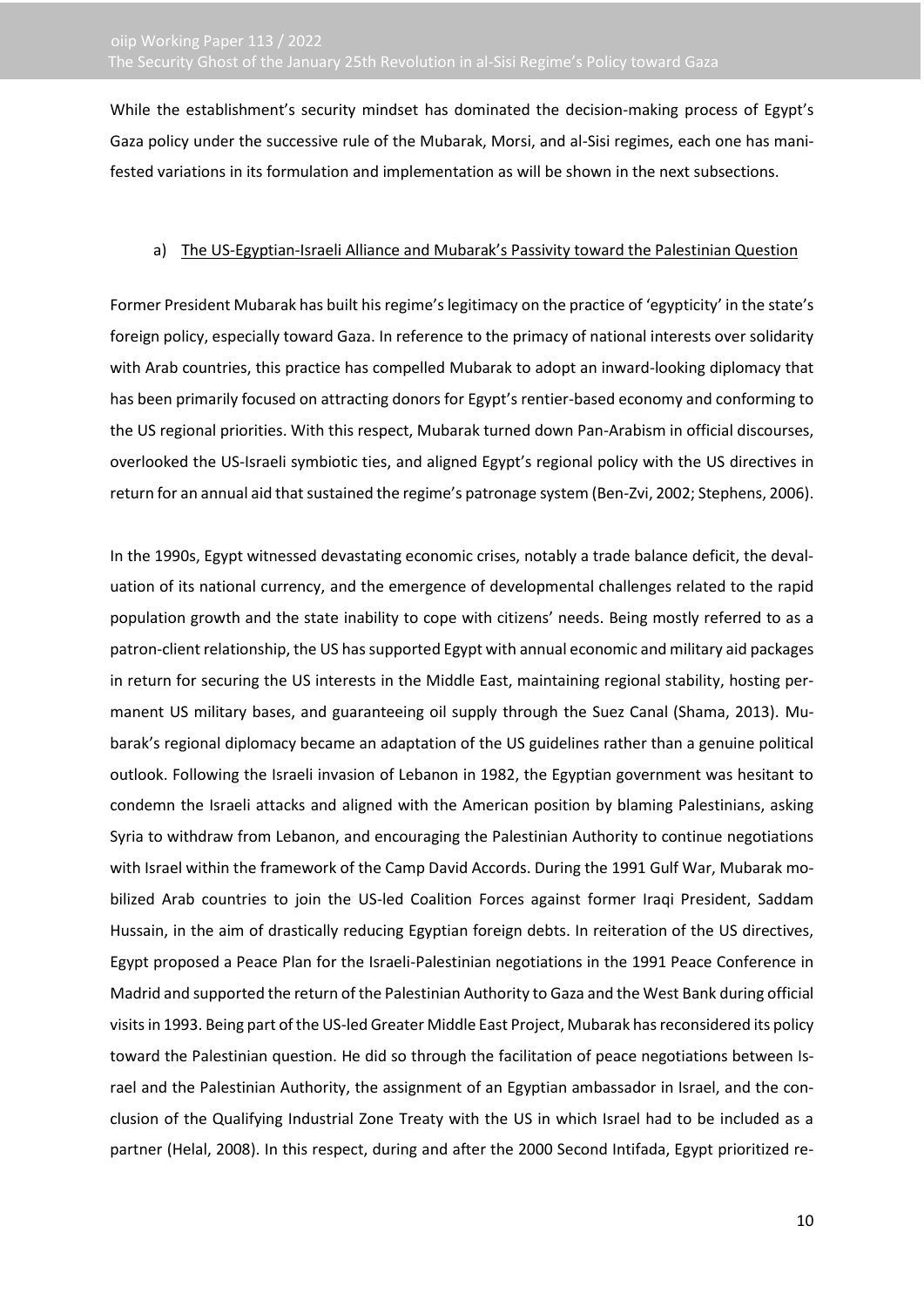While the establishment's security mindset has dominated the decision-making process of Egypt's Gaza policy under the successive rule of the Mubarak, Morsi, and al-Sisi regimes, each one has manifested variations in its formulation and implementation as will be shown in the next subsections.

a) The US-Egyptian-Israeli Alliance and Mubarak's Passivity toward the Palestinian Question

Former President Mubarak has built his regime's legitimacy on the practice of 'egypticity' in the state's foreign policy, especially toward Gaza. In reference to the primacy of national interests over solidarity with Arab countries, this practice has compelled Mubarak to adopt an inward-looking diplomacy that has been primarily focused on attracting donors for Egypt's rentier-based economy and conforming to the US regional priorities. With this respect, Mubarak turned down Pan-Arabism in official discourses, overlooked the US-Israeli symbiotic ties, and aligned Egypt's regional policy with the US directives in return for an annual aid that sustained the regime's patronage system (Ben-Zvi, 2002; Stephens, 2006).

In the 1990s, Egypt witnessed devastating economic crises, notably a trade balance deficit, the devaluation of its national currency, and the emergence of developmental challenges related to the rapid population growth and the state inability to cope with citizens' needs. Being mostly referred to as a patron-client relationship, the US has supported Egypt with annual economic and military aid packages in return for securing the US interests in the Middle East, maintaining regional stability, hosting permanent US military bases, and guaranteeing oil supply through the Suez Canal (Shama, 2013). Mubarak's regional diplomacy became an adaptation of the US guidelines rather than a genuine political outlook. Following the Israeli invasion of Lebanon in 1982, the Egyptian government was hesitant to condemn the Israeli attacks and aligned with the American position by blaming Palestinians, asking Syria to withdraw from Lebanon, and encouraging the Palestinian Authority to continue negotiations with Israel within the framework of the Camp David Accords. During the 1991 Gulf War, Mubarak mobilized Arab countries to join the US-led Coalition Forces against former Iraqi President, Saddam Hussain, in the aim of drastically reducing Egyptian foreign debts. In reiteration of the US directives, Egypt proposed a Peace Plan for the Israeli-Palestinian negotiations in the 1991 Peace Conference in Madrid and supported the return of the Palestinian Authority to Gaza and the West Bank during official visits in 1993. Being part of the US-led Greater Middle East Project, Mubarak has reconsidered its policy toward the Palestinian question. He did so through the facilitation of peace negotiations between Israel and the Palestinian Authority, the assignment of an Egyptian ambassador in Israel, and the conclusion of the Qualifying Industrial Zone Treaty with the US in which Israel had to be included as a partner (Helal, 2008). In this respect, during and after the 2000 Second Intifada, Egypt prioritized re-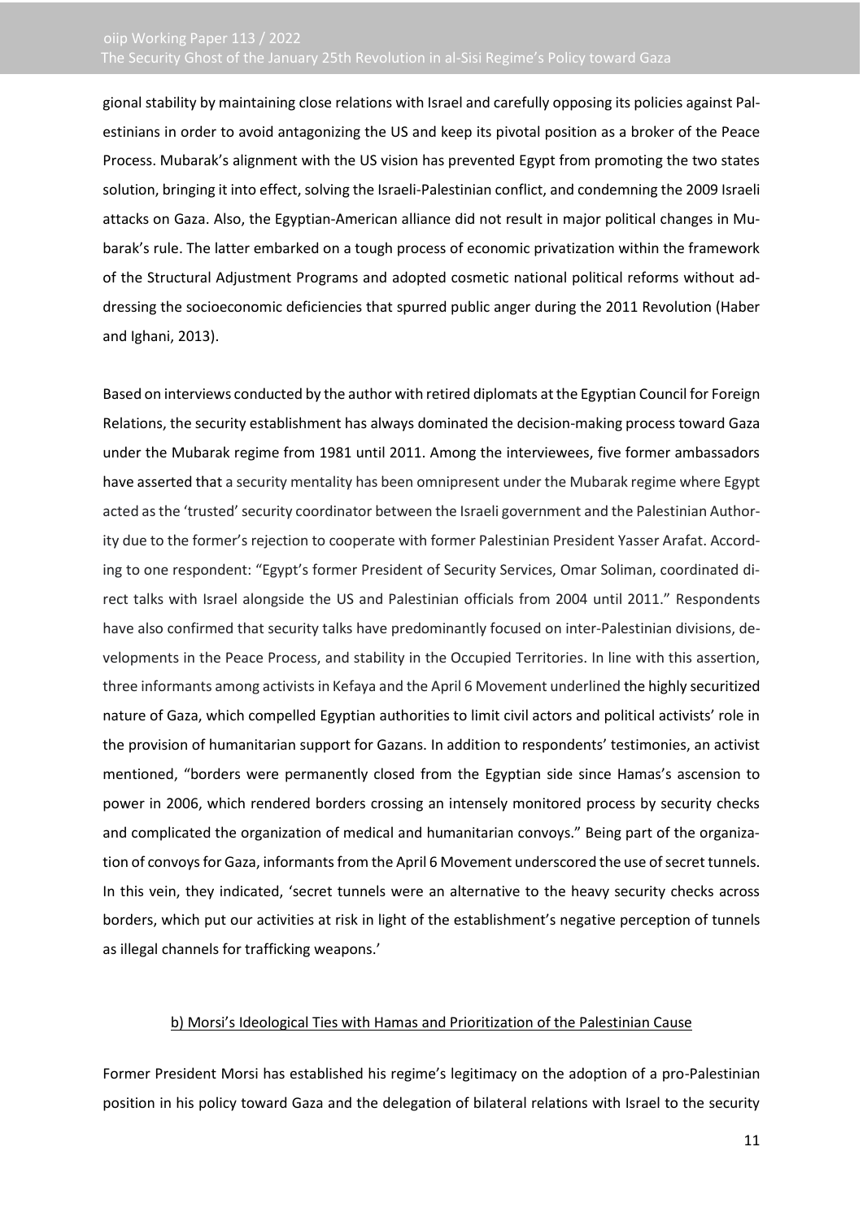gional stability by maintaining close relations with Israel and carefully opposing its policies against Palestinians in order to avoid antagonizing the US and keep its pivotal position as a broker of the Peace Process. Mubarak's alignment with the US vision has prevented Egypt from promoting the two states solution, bringing it into effect, solving the Israeli-Palestinian conflict, and condemning the 2009 Israeli attacks on Gaza. Also, the Egyptian-American alliance did not result in major political changes in Mubarak's rule. The latter embarked on a tough process of economic privatization within the framework of the Structural Adjustment Programs and adopted cosmetic national political reforms without addressing the socioeconomic deficiencies that spurred public anger during the 2011 Revolution (Haber and Ighani, 2013).

Based on interviews conducted by the author with retired diplomats at the Egyptian Council for Foreign Relations, the security establishment has always dominated the decision-making process toward Gaza under the Mubarak regime from 1981 until 2011. Among the interviewees, five former ambassadors have asserted that a security mentality has been omnipresent under the Mubarak regime where Egypt acted as the 'trusted' security coordinator between the Israeli government and the Palestinian Authority due to the former's rejection to cooperate with former Palestinian President Yasser Arafat. According to one respondent: "Egypt's former President of Security Services, Omar Soliman, coordinated direct talks with Israel alongside the US and Palestinian officials from 2004 until 2011." Respondents have also confirmed that security talks have predominantly focused on inter-Palestinian divisions, developments in the Peace Process, and stability in the Occupied Territories. In line with this assertion, three informants among activists in Kefaya and the April 6 Movement underlined the highly securitized nature of Gaza, which compelled Egyptian authorities to limit civil actors and political activists' role in the provision of humanitarian support for Gazans. In addition to respondents' testimonies, an activist mentioned, "borders were permanently closed from the Egyptian side since Hamas's ascension to power in 2006, which rendered borders crossing an intensely monitored process by security checks and complicated the organization of medical and humanitarian convoys." Being part of the organization of convoys for Gaza, informants from the April 6 Movement underscored the use of secret tunnels. In this vein, they indicated, 'secret tunnels were an alternative to the heavy security checks across borders, which put our activities at risk in light of the establishment's negative perception of tunnels as illegal channels for trafficking weapons.'

### b) Morsi's Ideological Ties with Hamas and Prioritization of the Palestinian Cause

Former President Morsi has established his regime's legitimacy on the adoption of a pro-Palestinian position in his policy toward Gaza and the delegation of bilateral relations with Israel to the security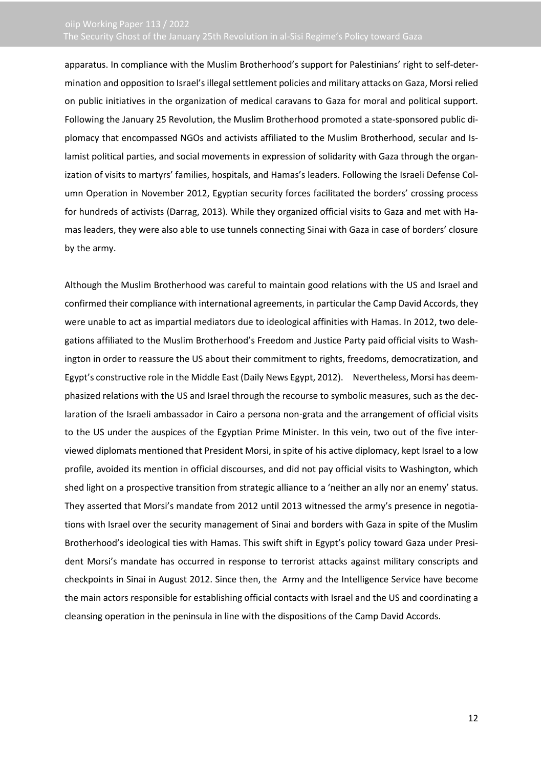apparatus. In compliance with the Muslim Brotherhood's support for Palestinians' right to self-determination and opposition to Israel's illegal settlement policies and military attacks on Gaza, Morsi relied on public initiatives in the organization of medical caravans to Gaza for moral and political support. Following the January 25 Revolution, the Muslim Brotherhood promoted a state-sponsored public diplomacy that encompassed NGOs and activists affiliated to the Muslim Brotherhood, secular and Islamist political parties, and social movements in expression of solidarity with Gaza through the organization of visits to martyrs' families, hospitals, and Hamas's leaders. Following the Israeli Defense Column Operation in November 2012, Egyptian security forces facilitated the borders' crossing process for hundreds of activists (Darrag, 2013). While they organized official visits to Gaza and met with Hamas leaders, they were also able to use tunnels connecting Sinai with Gaza in case of borders' closure by the army.

Although the Muslim Brotherhood was careful to maintain good relations with the US and Israel and confirmed their compliance with international agreements, in particular the Camp David Accords, they were unable to act as impartial mediators due to ideological affinities with Hamas. In 2012, two delegations affiliated to the Muslim Brotherhood's Freedom and Justice Party paid official visits to Washington in order to reassure the US about their commitment to rights, freedoms, democratization, and Egypt's constructive role in the Middle East (Daily News Egypt, 2012). Nevertheless, Morsi has deemphasized relations with the US and Israel through the recourse to symbolic measures, such as the declaration of the Israeli ambassador in Cairo a persona non-grata and the arrangement of official visits to the US under the auspices of the Egyptian Prime Minister. In this vein, two out of the five interviewed diplomats mentioned that President Morsi, in spite of his active diplomacy, kept Israel to a low profile, avoided its mention in official discourses, and did not pay official visits to Washington, which shed light on a prospective transition from strategic alliance to a 'neither an ally nor an enemy' status. They asserted that Morsi's mandate from 2012 until 2013 witnessed the army's presence in negotiations with Israel over the security management of Sinai and borders with Gaza in spite of the Muslim Brotherhood's ideological ties with Hamas. This swift shift in Egypt's policy toward Gaza under President Morsi's mandate has occurred in response to terrorist attacks against military conscripts and checkpoints in Sinai in August 2012. Since then, the Army and the Intelligence Service have become the main actors responsible for establishing official contacts with Israel and the US and coordinating a cleansing operation in the peninsula in line with the dispositions of the Camp David Accords.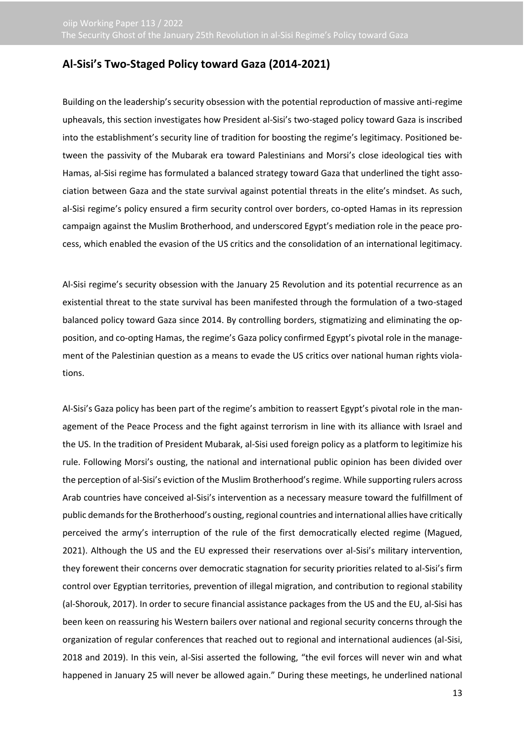## Al-Sisi's Two-Staged Policy toward Gaza (2014-2021)

Building on the leadership's security obsession with the potential reproduction of massive anti-regime upheavals, this section investigates how President al-Sisi's two-staged policy toward Gaza is inscribed into the establishment's security line of tradition for boosting the regime's legitimacy. Positioned between the passivity of the Mubarak era toward Palestinians and Morsi's close ideological ties with Hamas, al-Sisi regime has formulated a balanced strategy toward Gaza that underlined the tight association between Gaza and the state survival against potential threats in the elite's mindset. As such, al-Sisi regime's policy ensured a firm security control over borders, co-opted Hamas in its repression campaign against the Muslim Brotherhood, and underscored Egypt's mediation role in the peace process, which enabled the evasion of the US critics and the consolidation of an international legitimacy.

Al-Sisi regime's security obsession with the January 25 Revolution and its potential recurrence as an existential threat to the state survival has been manifested through the formulation of a two-staged balanced policy toward Gaza since 2014. By controlling borders, stigmatizing and eliminating the opposition, and co-opting Hamas, the regime's Gaza policy confirmed Egypt's pivotal role in the management of the Palestinian question as a means to evade the US critics over national human rights violations.

Al-Sisi's Gaza policy has been part of the regime's ambition to reassert Egypt's pivotal role in the management of the Peace Process and the fight against terrorism in line with its alliance with Israel and the US. In the tradition of President Mubarak, al-Sisi used foreign policy as a platform to legitimize his rule. Following Morsi's ousting, the national and international public opinion has been divided over the perception of al-Sisi's eviction of the Muslim Brotherhood's regime. While supporting rulers across Arab countries have conceived al-Sisi's intervention as a necessary measure toward the fulfillment of public demands for the Brotherhood's ousting, regional countries and international allies have critically perceived the army's interruption of the rule of the first democratically elected regime (Magued, 2021). Although the US and the EU expressed their reservations over al-Sisi's military intervention, they forewent their concerns over democratic stagnation for security priorities related to al-Sisi's firm control over Egyptian territories, prevention of illegal migration, and contribution to regional stability (al-Shorouk, 2017). In order to secure financial assistance packages from the US and the EU, al-Sisi has been keen on reassuring his Western bailers over national and regional security concerns through the organization of regular conferences that reached out to regional and international audiences (al-Sisi, 2018 and 2019). In this vein, al-Sisi asserted the following, "the evil forces will never win and what happened in January 25 will never be allowed again." During these meetings, he underlined national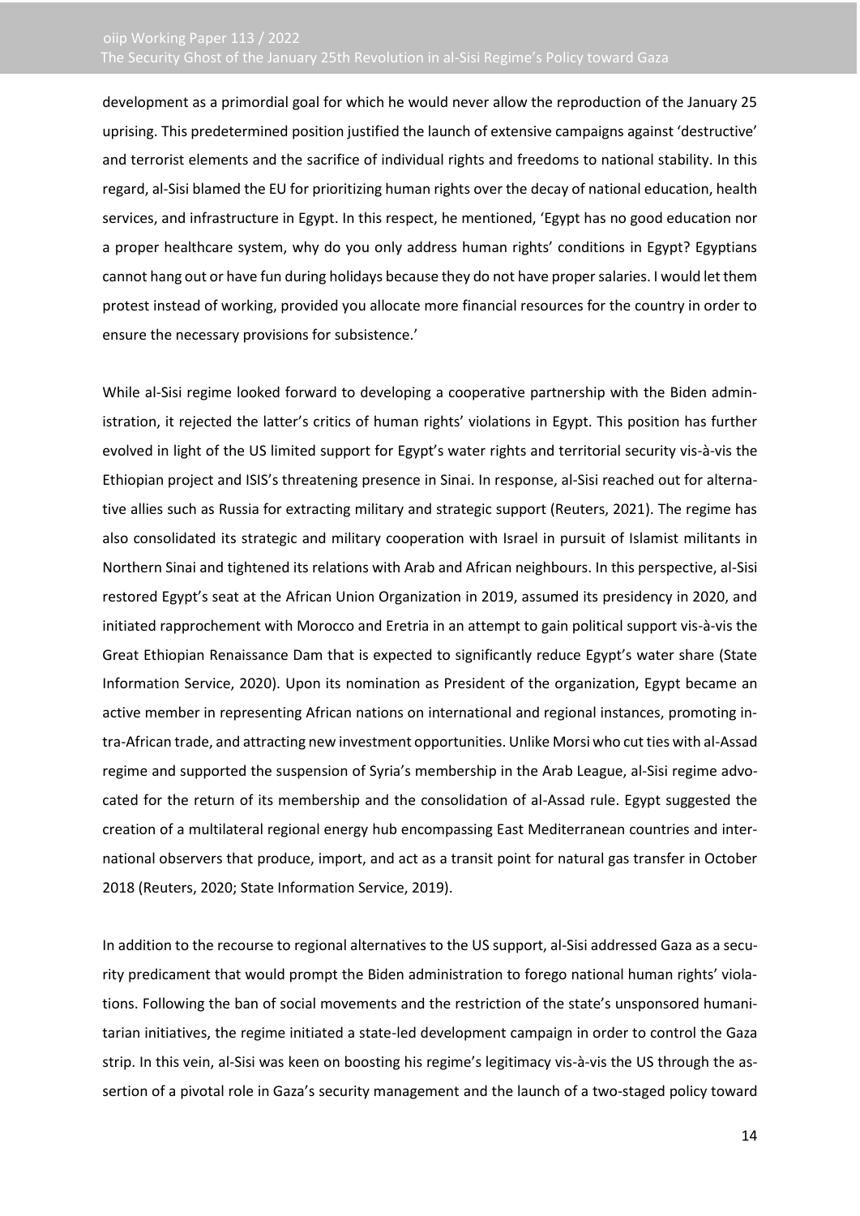development as a primordial goal for which he would never allow the reproduction of the January 25 uprising. This predetermined position justified the launch of extensive campaigns against 'destructive' and terrorist elements and the sacrifice of individual rights and freedoms to national stability. In this regard, al-Sisi blamed the EU for prioritizing human rights over the decay of national education, health services, and infrastructure in Egypt. In this respect, he mentioned, 'Egypt has no good education nor a proper healthcare system, why do you only address human rights' conditions in Egypt? Egyptians cannot hang out or have fun during holidays because they do not have proper salaries. I would let them protest instead of working, provided you allocate more financial resources for the country in order to ensure the necessary provisions for subsistence.'

While al-Sisi regime looked forward to developing a cooperative partnership with the Biden administration, it rejected the latter's critics of human rights' violations in Egypt. This position has further evolved in light of the US limited support for Egypt's water rights and territorial security vis-à-vis the Ethiopian project and ISIS's threatening presence in Sinai. In response, al-Sisi reached out for alternative allies such as Russia for extracting military and strategic support (Reuters, 2021). The regime has also consolidated its strategic and military cooperation with Israel in pursuit of Islamist militants in Northern Sinai and tightened its relations with Arab and African neighbours. In this perspective, al-Sisi restored Egypt's seat at the African Union Organization in 2019, assumed its presidency in 2020, and initiated rapprochement with Morocco and Eretria in an attempt to gain political support vis-à-vis the Great Ethiopian Renaissance Dam that is expected to significantly reduce Egypt's water share (State Information Service, 2020). Upon its nomination as President of the organization, Egypt became an active member in representing African nations on international and regional instances, promoting intra-African trade, and attracting new investment opportunities. Unlike Morsi who cut ties with al-Assad regime and supported the suspension of Syria's membership in the Arab League, al-Sisi regime advocated for the return of its membership and the consolidation of al-Assad rule. Egypt suggested the creation of a multilateral regional energy hub encompassing East Mediterranean countries and international observers that produce, import, and act as a transit point for natural gas transfer in October 2018 (Reuters, 2020; State Information Service, 2019).

In addition to the recourse to regional alternatives to the US support, al-Sisi addressed Gaza as a security predicament that would prompt the Biden administration to forego national human rights' violations. Following the ban of social movements and the restriction of the state's unsponsored humanitarian initiatives, the regime initiated a state-led development campaign in order to control the Gaza strip. In this vein, al-Sisi was keen on boosting his regime's legitimacy vis-à-vis the US through the assertion of a pivotal role in Gaza's security management and the launch of a two-staged policy toward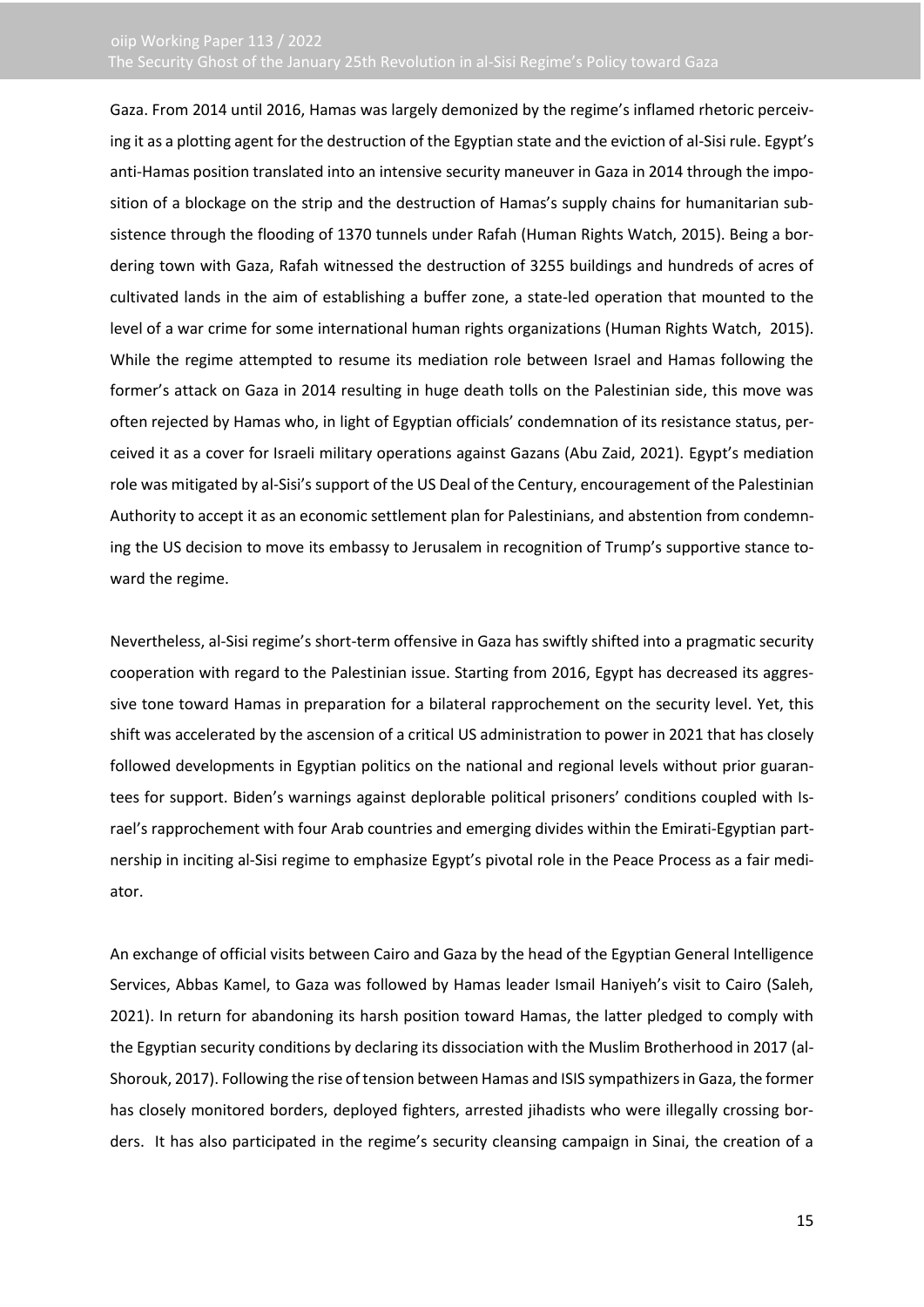Gaza. From 2014 until 2016, Hamas was largely demonized by the regime's inflamed rhetoric perceiving it as a plotting agent for the destruction of the Egyptian state and the eviction of al-Sisi rule. Egypt's anti-Hamas position translated into an intensive security maneuver in Gaza in 2014 through the imposition of a blockage on the strip and the destruction of Hamas's supply chains for humanitarian subsistence through the flooding of 1370 tunnels under Rafah (Human Rights Watch, 2015). Being a bordering town with Gaza, Rafah witnessed the destruction of 3255 buildings and hundreds of acres of cultivated lands in the aim of establishing a buffer zone, a state-led operation that mounted to the level of a war crime for some international human rights organizations (Human Rights Watch, 2015). While the regime attempted to resume its mediation role between Israel and Hamas following the former's attack on Gaza in 2014 resulting in huge death tolls on the Palestinian side, this move was often rejected by Hamas who, in light of Egyptian officials' condemnation of its resistance status, perceived it as a cover for Israeli military operations against Gazans (Abu Zaid, 2021). Egypt's mediation role was mitigated by al-Sisi's support of the US Deal of the Century, encouragement of the Palestinian Authority to accept it as an economic settlement plan for Palestinians, and abstention from condemning the US decision to move its embassy to Jerusalem in recognition of Trump's supportive stance toward the regime.

Nevertheless, al-Sisi regime's short-term offensive in Gaza has swiftly shifted into a pragmatic security cooperation with regard to the Palestinian issue. Starting from 2016, Egypt has decreased its aggressive tone toward Hamas in preparation for a bilateral rapprochement on the security level. Yet, this shift was accelerated by the ascension of a critical US administration to power in 2021 that has closely followed developments in Egyptian politics on the national and regional levels without prior guarantees for support. Biden's warnings against deplorable political prisoners' conditions coupled with Israel's rapprochement with four Arab countries and emerging divides within the Emirati-Egyptian partnership in inciting al-Sisi regime to emphasize Egypt's pivotal role in the Peace Process as a fair mediator.

An exchange of official visits between Cairo and Gaza by the head of the Egyptian General Intelligence Services, Abbas Kamel, to Gaza was followed by Hamas leader Ismail Haniyeh's visit to Cairo (Saleh, 2021). In return for abandoning its harsh position toward Hamas, the latter pledged to comply with the Egyptian security conditions by declaring its dissociation with the Muslim Brotherhood in 2017 (al-Shorouk, 2017). Following the rise of tension between Hamas and ISIS sympathizers in Gaza, the former has closely monitored borders, deployed fighters, arrested jihadists who were illegally crossing borders. It has also participated in the regime's security cleansing campaign in Sinai, the creation of a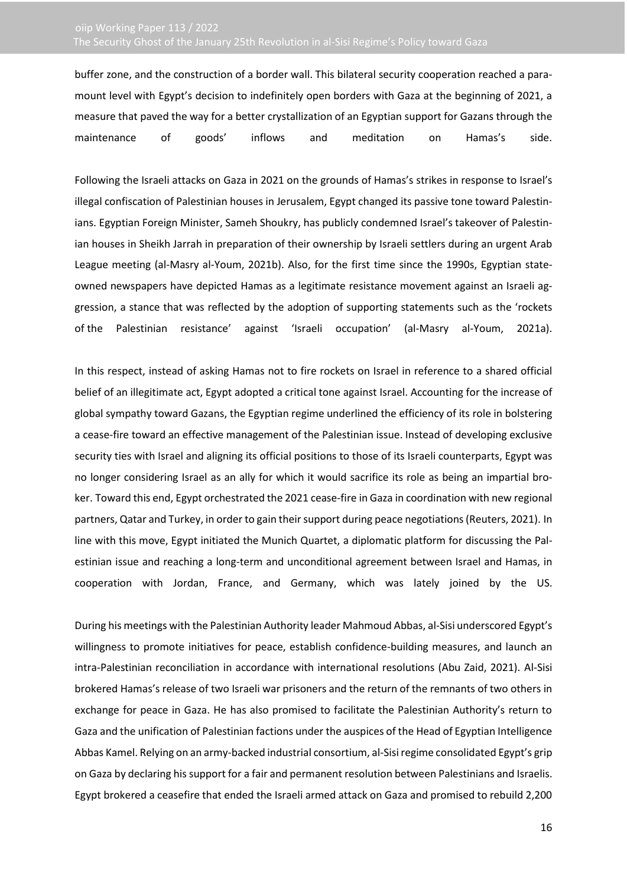buffer zone, and the construction of a border wall. This bilateral security cooperation reached a paramount level with Egypt's decision to indefinitely open borders with Gaza at the beginning of 2021, a measure that paved the way for a better crystallization of an Egyptian support for Gazans through the maintenance of goods' inflows and meditation on Hamas's side.

Following the Israeli attacks on Gaza in 2021 on the grounds of Hamas's strikes in response to Israel's illegal confiscation of Palestinian houses in Jerusalem, Egypt changed its passive tone toward Palestinians. Egyptian Foreign Minister, Sameh Shoukry, has publicly condemned Israel's takeover of Palestinian houses in Sheikh Jarrah in preparation of their ownership by Israeli settlers during an urgent Arab League meeting (al-Masry al-Youm, 2021b). Also, for the first time since the 1990s, Egyptian state-owned newspapers have depicted Hamas as a legitimate resistance movement against an Israeli aggression, a stance that was reflected by the adoption of supporting statements such as the 'rockets of the Palestinian resistance' against 'Israeli occupation' (al-Masry al-Youm, 2021a).

In this respect, instead of asking Hamas not to fire rockets on Israel in reference to a shared official belief of an illegitimate act, Egypt adopted a critical tone against Israel. Accounting for the increase of global sympathy toward Gazans, the Egyptian regime underlined the efficiency of its role in bolstering a cease-fire toward an effective management of the Palestinian issue. Instead of developing exclusive security ties with Israel and aligning its official positions to those of its Israeli counterparts, Egypt was no longer considering Israel as an ally for which it would sacrifice its role as being an impartial broker. Toward this end, Egypt orchestrated the 2021 cease-fire in Gaza in coordination with new regional partners, Qatar and Turkey, in order to gain their support during peace negotiations (Reuters, 2021). In line with this move, Egypt initiated the Munich Quartet, a diplomatic platform for discussing the Palestinian issue and reaching a long-term and unconditional agreement between Israel and Hamas, in cooperation with Jordan, France, and Germany, which was lately joined by the US.

During his meetings with the Palestinian Authority leader Mahmoud Abbas, al-Sisi underscored Egypt's willingness to promote initiatives for peace, establish confidence-building measures, and launch an intra-Palestinian reconciliation in accordance with international resolutions (Abu Zaid, 2021). Al-Sisi brokered Hamas's release of two Israeli war prisoners and the return of the remnants of two others in exchange for peace in Gaza. He has also promised to facilitate the Palestinian Authority's return to Gaza and the unification of Palestinian factions under the auspices of the Head of Egyptian Intelligence Abbas Kamel. Relying on an army-backed industrial consortium, al-Sisi regime consolidated Egypt's grip on Gaza by declaring his support for a fair and permanent resolution between Palestinians and Israelis. Egypt brokered a ceasefire that ended the Israeli armed attack on Gaza and promised to rebuild 2,200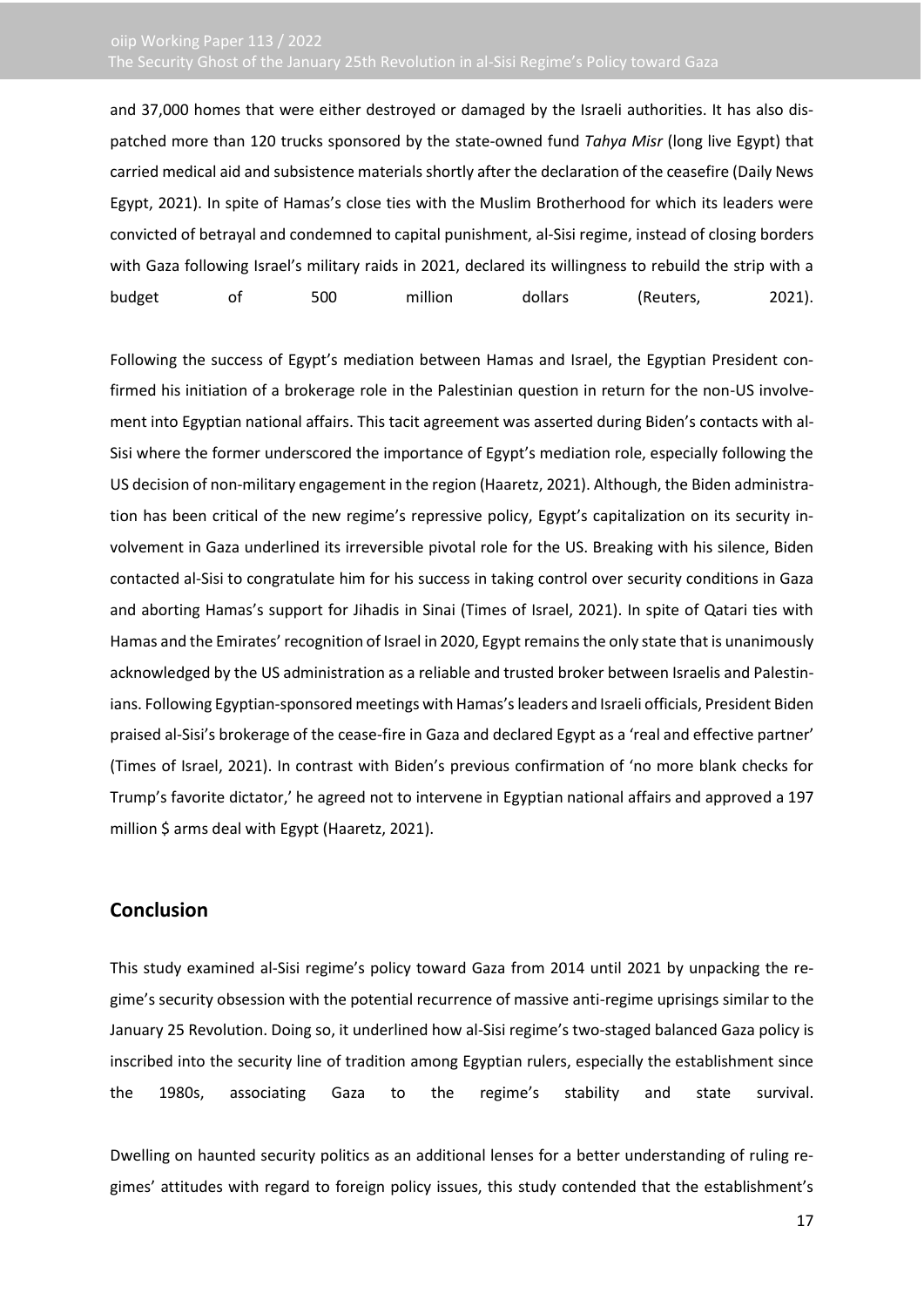and 37,000 homes that were either destroyed or damaged by the Israeli authorities. It has also dispatched more than 120 trucks sponsored by the state-owned fund *Tahya Misr* (long live Egypt) that carried medical aid and subsistence materials shortly after the declaration of the ceasefire (Daily News Egypt, 2021). In spite of Hamas's close ties with the Muslim Brotherhood for which its leaders were convicted of betrayal and condemned to capital punishment, al-Sisi regime, instead of closing borders with Gaza following Israel's military raids in 2021, declared its willingness to rebuild the strip with a budget of 500 million dollars (Reuters, 2021).

Following the success of Egypt's mediation between Hamas and Israel, the Egyptian President confirmed his initiation of a brokerage role in the Palestinian question in return for the non-US involvement into Egyptian national affairs. This tacit agreement was asserted during Biden's contacts with al-Sisi where the former underscored the importance of Egypt's mediation role, especially following the US decision of non-military engagement in the region (Haaretz, 2021). Although, the Biden administration has been critical of the new regime's repressive policy, Egypt's capitalization on its security involvement in Gaza underlined its irreversible pivotal role for the US. Breaking with his silence, Biden contacted al-Sisi to congratulate him for his success in taking control over security conditions in Gaza and aborting Hamas's support for Jihadis in Sinai (Times of Israel, 2021). In spite of Qatari ties with Hamas and the Emirates' recognition of Israel in 2020, Egypt remains the only state that is unanimously acknowledged by the US administration as a reliable and trusted broker between Israelis and Palestinians. Following Egyptian-sponsored meetings with Hamas's leaders and Israeli officials, President Biden praised al-Sisi's brokerage of the cease-fire in Gaza and declared Egypt as a 'real and effective partner' (Times of Israel, 2021). In contrast with Biden's previous confirmation of 'no more blank checks for Trump's favorite dictator,' he agreed not to intervene in Egyptian national affairs and approved a 197 million $ arms deal with Egypt (Haaretz, 2021).

## Conclusion

This study examined al-Sisi regime's policy toward Gaza from 2014 until 2021 by unpacking the regime's security obsession with the potential recurrence of massive anti-regime uprisings similar to the January 25 Revolution. Doing so, it underlined how al-Sisi regime's two-staged balanced Gaza policy is inscribed into the security line of tradition among Egyptian rulers, especially the establishment since the 1980s, associating Gaza to the regime's stability and state survival.

Dwelling on haunted security politics as an additional lenses for a better understanding of ruling regimes' attitudes with regard to foreign policy issues, this study contended that the establishment's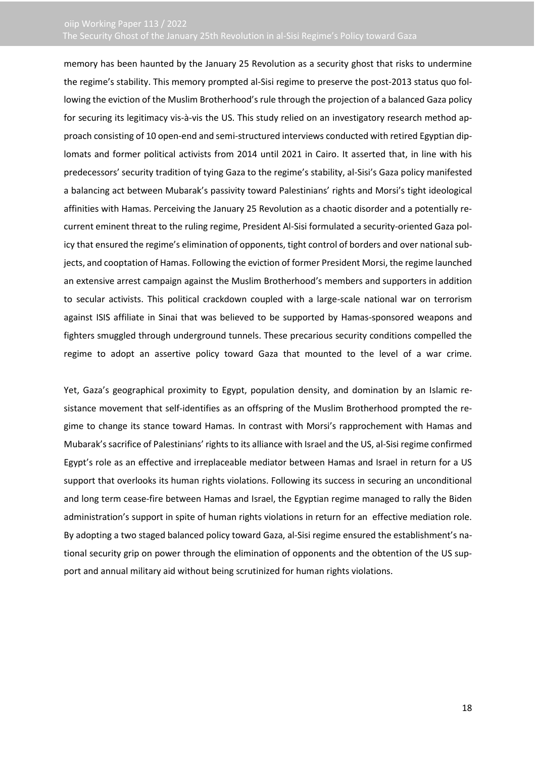memory has been haunted by the January 25 Revolution as a security ghost that risks to undermine the regime's stability. This memory prompted al-Sisi regime to preserve the post-2013 status quo following the eviction of the Muslim Brotherhood's rule through the projection of a balanced Gaza policy for securing its legitimacy vis-à-vis the US. This study relied on an investigatory research method approach consisting of 10 open-end and semi-structured interviews conducted with retired Egyptian diplomats and former political activists from 2014 until 2021 in Cairo. It asserted that, in line with his predecessors' security tradition of tying Gaza to the regime's stability, al-Sisi's Gaza policy manifested a balancing act between Mubarak's passivity toward Palestinians' rights and Morsi's tight ideological affinities with Hamas. Perceiving the January 25 Revolution as a chaotic disorder and a potentially recurrent eminent threat to the ruling regime, President Al-Sisi formulated a security-oriented Gaza policy that ensured the regime's elimination of opponents, tight control of borders and over national subjects, and cooptation of Hamas. Following the eviction of former President Morsi, the regime launched an extensive arrest campaign against the Muslim Brotherhood's members and supporters in addition to secular activists. This political crackdown coupled with a large-scale national war on terrorism against ISIS affiliate in Sinai that was believed to be supported by Hamas-sponsored weapons and fighters smuggled through underground tunnels. These precarious security conditions compelled the regime to adopt an assertive policy toward Gaza that mounted to the level of a war crime.

Yet, Gaza's geographical proximity to Egypt, population density, and domination by an Islamic resistance movement that self-identifies as an offspring of the Muslim Brotherhood prompted the regime to change its stance toward Hamas. In contrast with Morsi's rapprochement with Hamas and Mubarak's sacrifice of Palestinians' rights to its alliance with Israel and the US, al-Sisi regime confirmed Egypt's role as an effective and irreplaceable mediator between Hamas and Israel in return for a US support that overlooks its human rights violations. Following its success in securing an unconditional and long term cease-fire between Hamas and Israel, the Egyptian regime managed to rally the Biden administration's support in spite of human rights violations in return for an effective mediation role. By adopting a two staged balanced policy toward Gaza, al-Sisi regime ensured the establishment's national security grip on power through the elimination of opponents and the obtention of the US support and annual military aid without being scrutinized for human rights violations.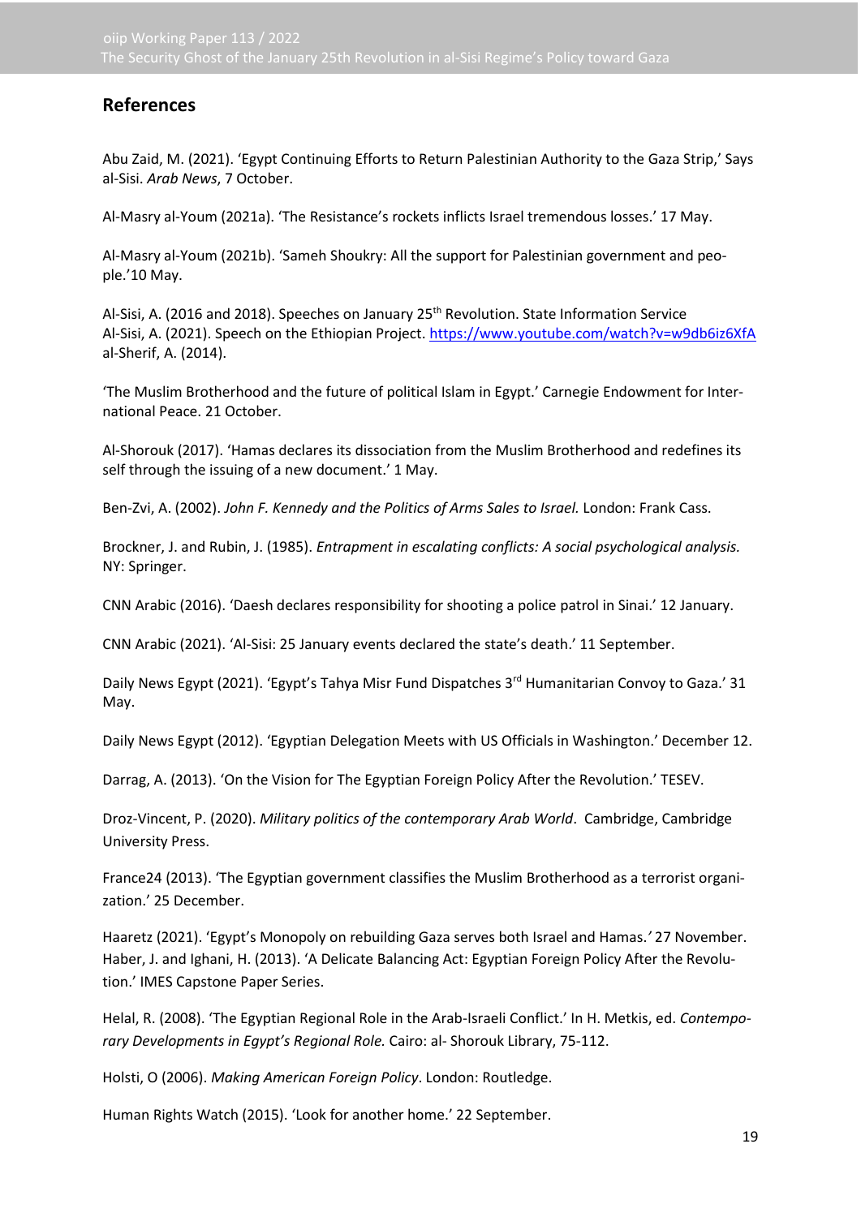## References

Abu Zaid, M. (2021). 'Egypt Continuing Efforts to Return Palestinian Authority to the Gaza Strip,' Says al-Sisi. *Arab News*, 7 October.

Al-Masry al-Youm (2021a). 'The Resistance's rockets inflicts Israel tremendous losses.' 17 May.

Al-Masry al-Youm (2021b). 'Sameh Shoukry: All the support for Palestinian government and people.'10 May.

Al-Sisi, A. (2016 and 2018). Speeches on January 25th Revolution. State Information Service
Al-Sisi, A. (2021). Speech on the Ethiopian Project. https://www.youtube.com/watch?v=w9db6iz6XfA
al-Sherif, A. (2014).

'The Muslim Brotherhood and the future of political Islam in Egypt.' Carnegie Endowment for International Peace. 21 October.

Al-Shorouk (2017). 'Hamas declares its dissociation from the Muslim Brotherhood and redefines its self through the issuing of a new document.' 1 May.

Ben-Zvi, A. (2002). *John F. Kennedy and the Politics of Arms Sales to Israel.* London: Frank Cass.

Brockner, J. and Rubin, J. (1985). *Entrapment in escalating conflicts: A social psychological analysis.* NY: Springer.

CNN Arabic (2016). 'Daesh declares responsibility for shooting a police patrol in Sinai.' 12 January.

CNN Arabic (2021). 'Al-Sisi: 25 January events declared the state's death.' 11 September.

Daily News Egypt (2021). 'Egypt's Tahya Misr Fund Dispatches 3rd Humanitarian Convoy to Gaza.' 31 May.

Daily News Egypt (2012). 'Egyptian Delegation Meets with US Officials in Washington.' December 12.

Darrag, A. (2013). 'On the Vision for The Egyptian Foreign Policy After the Revolution.' TESEV.

Droz-Vincent, P. (2020). *Military politics of the contemporary Arab World*. Cambridge, Cambridge University Press.

France24 (2013). 'The Egyptian government classifies the Muslim Brotherhood as a terrorist organization.' 25 December.

Haaretz (2021). 'Egypt's Monopoly on rebuilding Gaza serves both Israel and Hamas.' 27 November.
Haber, J. and Ighani, H. (2013). 'A Delicate Balancing Act: Egyptian Foreign Policy After the Revolution.' IMES Capstone Paper Series.

Helal, R. (2008). 'The Egyptian Regional Role in the Arab-Israeli Conflict.' In H. Metkis, ed. *Contemporary Developments in Egypt's Regional Role.* Cairo: al- Shorouk Library, 75-112.

Holsti, O (2006). *Making American Foreign Policy*. London: Routledge.

Human Rights Watch (2015). 'Look for another home.' 22 September.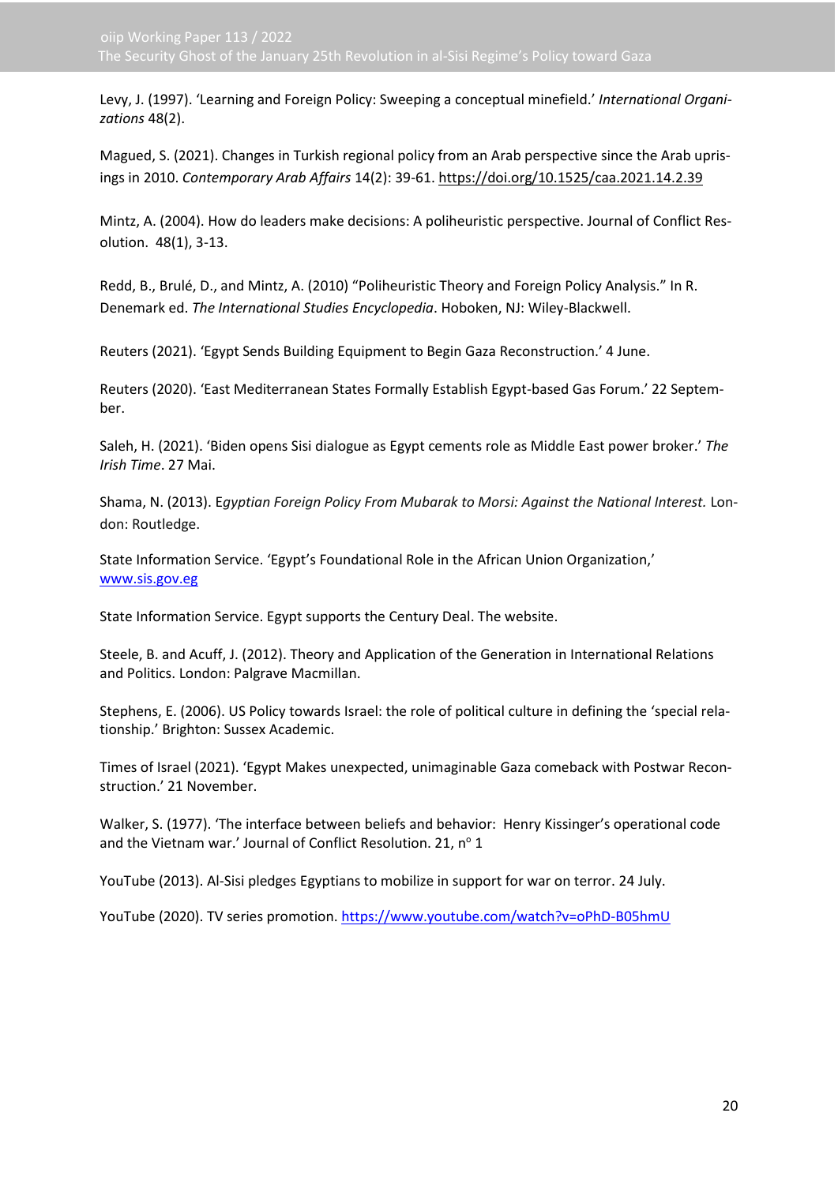Levy, J. (1997). 'Learning and Foreign Policy: Sweeping a conceptual minefield.' *International Organizations* 48(2).

Magued, S. (2021). Changes in Turkish regional policy from an Arab perspective since the Arab uprisings in 2010. *Contemporary Arab Affairs* 14(2): 39-61. https://doi.org/10.1525/caa.2021.14.2.39

Mintz, A. (2004). How do leaders make decisions: A poliheuristic perspective. Journal of Conflict Resolution. 48(1), 3-13.

Redd, B., Brulé, D., and Mintz, A. (2010) "Poliheuristic Theory and Foreign Policy Analysis." In R. Denemark ed. *The International Studies Encyclopedia*. Hoboken, NJ: Wiley-Blackwell.

Reuters (2021). 'Egypt Sends Building Equipment to Begin Gaza Reconstruction.' 4 June.

Reuters (2020). 'East Mediterranean States Formally Establish Egypt-based Gas Forum.' 22 September.

Saleh, H. (2021). 'Biden opens Sisi dialogue as Egypt cements role as Middle East power broker.' *The Irish Time*. 27 Mai.

Shama, N. (2013). E*gyptian Foreign Policy From Mubarak to Morsi: Against the National Interest.* London: Routledge.

State Information Service. 'Egypt's Foundational Role in the African Union Organization,' www.sis.gov.eg

State Information Service. Egypt supports the Century Deal. The website.

Steele, B. and Acuff, J. (2012). Theory and Application of the Generation in International Relations and Politics. London: Palgrave Macmillan.

Stephens, E. (2006). US Policy towards Israel: the role of political culture in defining the 'special relationship.' Brighton: Sussex Academic.

Times of Israel (2021). 'Egypt Makes unexpected, unimaginable Gaza comeback with Postwar Reconstruction.' 21 November.

Walker, S. (1977). 'The interface between beliefs and behavior: Henry Kissinger's operational code and the Vietnam war.' Journal of Conflict Resolution. 21, n° 1

YouTube (2013). Al-Sisi pledges Egyptians to mobilize in support for war on terror. 24 July.

YouTube (2020). TV series promotion. https://www.youtube.com/watch?v=oPhD-B05hmU